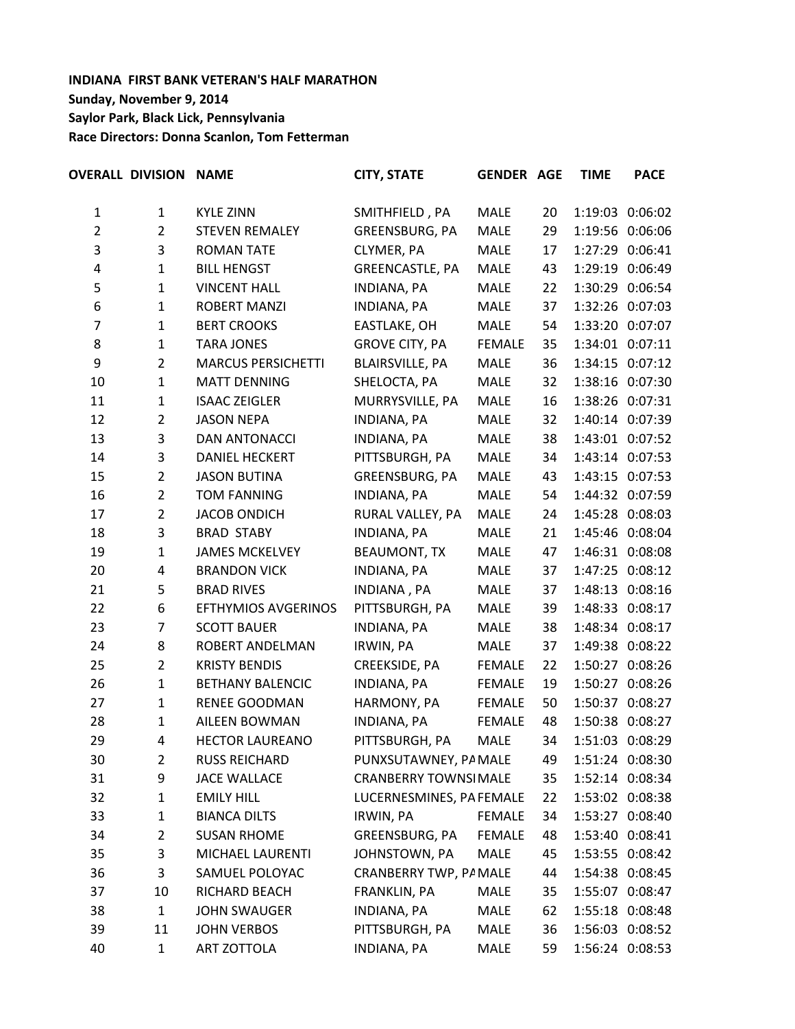**INDIANA FIRST BANK VETERAN'S HALF MARATHON**
**Sunday, November 9, 2014**
**Saylor Park, Black Lick, Pennsylvania**
**Race Directors: Donna Scanlon, Tom Fetterman**

| OVERALL | DIVISION | NAME | CITY, STATE | GENDER | AGE | TIME | PACE |
|---|---|---|---|---|---|---|---|
| 1 | 1 | KYLE ZINN | SMITHFIELD , PA | MALE | 20 | 1:19:03 | 0:06:02 |
| 2 | 2 | STEVEN REMALEY | GREENSBURG, PA | MALE | 29 | 1:19:56 | 0:06:06 |
| 3 | 3 | ROMAN TATE | CLYMER, PA | MALE | 17 | 1:27:29 | 0:06:41 |
| 4 | 1 | BILL HENGST | GREENCASTLE, PA | MALE | 43 | 1:29:19 | 0:06:49 |
| 5 | 1 | VINCENT HALL | INDIANA, PA | MALE | 22 | 1:30:29 | 0:06:54 |
| 6 | 1 | ROBERT MANZI | INDIANA, PA | MALE | 37 | 1:32:26 | 0:07:03 |
| 7 | 1 | BERT CROOKS | EASTLAKE, OH | MALE | 54 | 1:33:20 | 0:07:07 |
| 8 | 1 | TARA JONES | GROVE CITY, PA | FEMALE | 35 | 1:34:01 | 0:07:11 |
| 9 | 2 | MARCUS PERSICHETTI | BLAIRSVILLE, PA | MALE | 36 | 1:34:15 | 0:07:12 |
| 10 | 1 | MATT DENNING | SHELOCTA, PA | MALE | 32 | 1:38:16 | 0:07:30 |
| 11 | 1 | ISAAC ZEIGLER | MURRYSVILLE, PA | MALE | 16 | 1:38:26 | 0:07:31 |
| 12 | 2 | JASON NEPA | INDIANA, PA | MALE | 32 | 1:40:14 | 0:07:39 |
| 13 | 3 | DAN ANTONACCI | INDIANA, PA | MALE | 38 | 1:43:01 | 0:07:52 |
| 14 | 3 | DANIEL HECKERT | PITTSBURGH, PA | MALE | 34 | 1:43:14 | 0:07:53 |
| 15 | 2 | JASON BUTINA | GREENSBURG, PA | MALE | 43 | 1:43:15 | 0:07:53 |
| 16 | 2 | TOM FANNING | INDIANA, PA | MALE | 54 | 1:44:32 | 0:07:59 |
| 17 | 2 | JACOB ONDICH | RURAL VALLEY, PA | MALE | 24 | 1:45:28 | 0:08:03 |
| 18 | 3 | BRAD STABY | INDIANA, PA | MALE | 21 | 1:45:46 | 0:08:04 |
| 19 | 1 | JAMES MCKELVEY | BEAUMONT, TX | MALE | 47 | 1:46:31 | 0:08:08 |
| 20 | 4 | BRANDON VICK | INDIANA, PA | MALE | 37 | 1:47:25 | 0:08:12 |
| 21 | 5 | BRAD RIVES | INDIANA , PA | MALE | 37 | 1:48:13 | 0:08:16 |
| 22 | 6 | EFTHYMIOS AVGERINOS | PITTSBURGH, PA | MALE | 39 | 1:48:33 | 0:08:17 |
| 23 | 7 | SCOTT BAUER | INDIANA, PA | MALE | 38 | 1:48:34 | 0:08:17 |
| 24 | 8 | ROBERT ANDELMAN | IRWIN, PA | MALE | 37 | 1:49:38 | 0:08:22 |
| 25 | 2 | KRISTY BENDIS | CREEKSIDE, PA | FEMALE | 22 | 1:50:27 | 0:08:26 |
| 26 | 1 | BETHANY BALENCIC | INDIANA, PA | FEMALE | 19 | 1:50:27 | 0:08:26 |
| 27 | 1 | RENEE GOODMAN | HARMONY, PA | FEMALE | 50 | 1:50:37 | 0:08:27 |
| 28 | 1 | AILEEN BOWMAN | INDIANA, PA | FEMALE | 48 | 1:50:38 | 0:08:27 |
| 29 | 4 | HECTOR LAUREANO | PITTSBURGH, PA | MALE | 34 | 1:51:03 | 0:08:29 |
| 30 | 2 | RUSS REICHARD | PUNXSUTAWNEY, PA | MALE | 49 | 1:51:24 | 0:08:30 |
| 31 | 9 | JACE WALLACE | CRANBERRY TOWNSI | MALE | 35 | 1:52:14 | 0:08:34 |
| 32 | 1 | EMILY HILL | LUCERNESMINES, PA | FEMALE | 22 | 1:53:02 | 0:08:38 |
| 33 | 1 | BIANCA DILTS | IRWIN, PA | FEMALE | 34 | 1:53:27 | 0:08:40 |
| 34 | 2 | SUSAN RHOME | GREENSBURG, PA | FEMALE | 48 | 1:53:40 | 0:08:41 |
| 35 | 3 | MICHAEL LAURENTI | JOHNSTOWN, PA | MALE | 45 | 1:53:55 | 0:08:42 |
| 36 | 3 | SAMUEL POLOYAC | CRANBERRY TWP, PA | MALE | 44 | 1:54:38 | 0:08:45 |
| 37 | 10 | RICHARD BEACH | FRANKLIN, PA | MALE | 35 | 1:55:07 | 0:08:47 |
| 38 | 1 | JOHN SWAUGER | INDIANA, PA | MALE | 62 | 1:55:18 | 0:08:48 |
| 39 | 11 | JOHN VERBOS | PITTSBURGH, PA | MALE | 36 | 1:56:03 | 0:08:52 |
| 40 | 1 | ART ZOTTOLA | INDIANA, PA | MALE | 59 | 1:56:24 | 0:08:53 |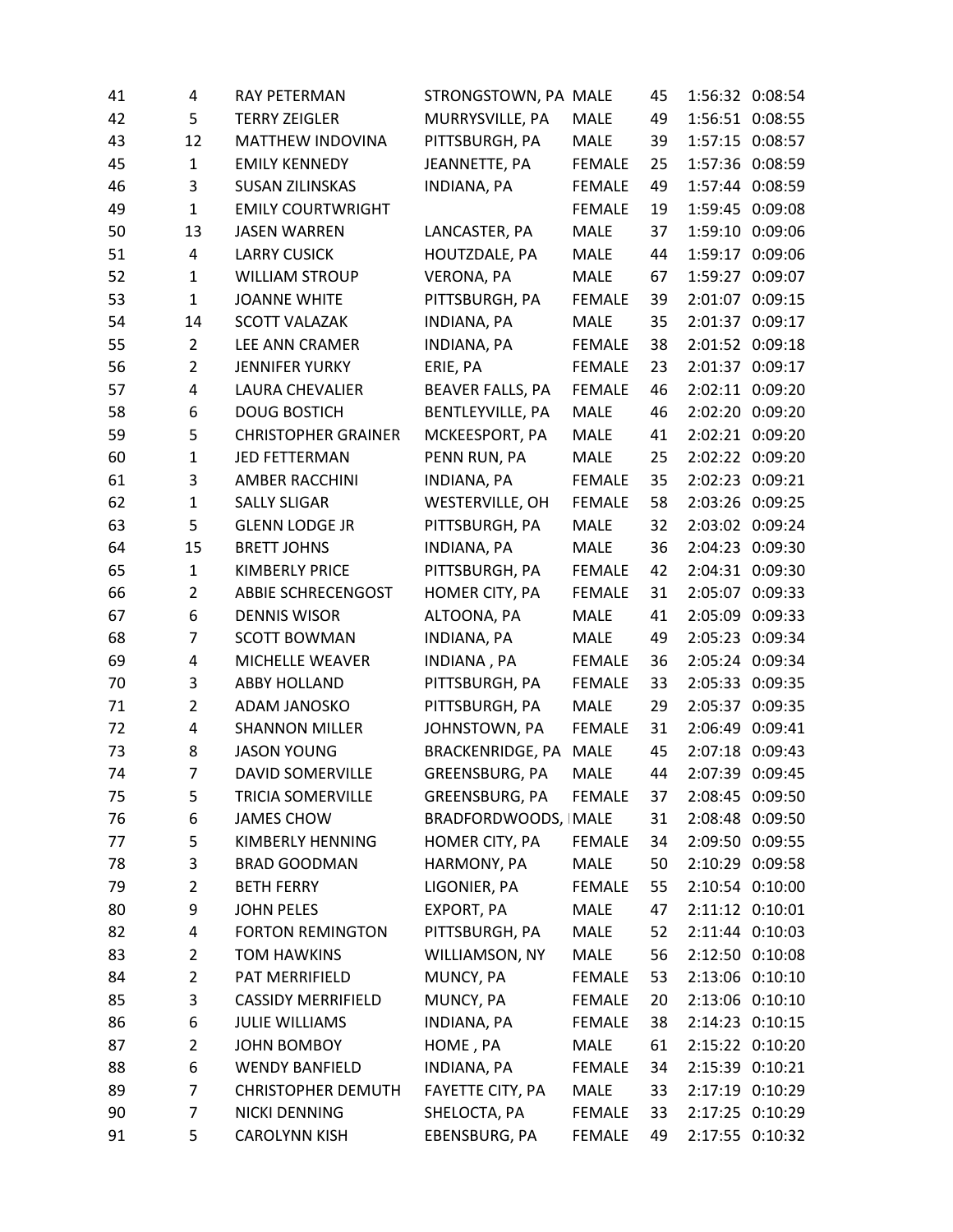| | | | | | | | |
|---|---|---|---|---|---|---|---|
| 41 | 4 | RAY PETERMAN | STRONGSTOWN, PA | MALE | 45 | 1:56:32 | 0:08:54 |
| 42 | 5 | TERRY ZEIGLER | MURRYSVILLE, PA | MALE | 49 | 1:56:51 | 0:08:55 |
| 43 | 12 | MATTHEW INDOVINA | PITTSBURGH, PA | MALE | 39 | 1:57:15 | 0:08:57 |
| 45 | 1 | EMILY KENNEDY | JEANNETTE, PA | FEMALE | 25 | 1:57:36 | 0:08:59 |
| 46 | 3 | SUSAN ZILINSKAS | INDIANA, PA | FEMALE | 49 | 1:57:44 | 0:08:59 |
| 49 | 1 | EMILY COURTWRIGHT | | FEMALE | 19 | 1:59:45 | 0:09:08 |
| 50 | 13 | JASEN WARREN | LANCASTER, PA | MALE | 37 | 1:59:10 | 0:09:06 |
| 51 | 4 | LARRY CUSICK | HOUTZDALE, PA | MALE | 44 | 1:59:17 | 0:09:06 |
| 52 | 1 | WILLIAM STROUP | VERONA, PA | MALE | 67 | 1:59:27 | 0:09:07 |
| 53 | 1 | JOANNE WHITE | PITTSBURGH, PA | FEMALE | 39 | 2:01:07 | 0:09:15 |
| 54 | 14 | SCOTT VALAZAK | INDIANA, PA | MALE | 35 | 2:01:37 | 0:09:17 |
| 55 | 2 | LEE ANN CRAMER | INDIANA, PA | FEMALE | 38 | 2:01:52 | 0:09:18 |
| 56 | 2 | JENNIFER YURKY | ERIE, PA | FEMALE | 23 | 2:01:37 | 0:09:17 |
| 57 | 4 | LAURA CHEVALIER | BEAVER FALLS, PA | FEMALE | 46 | 2:02:11 | 0:09:20 |
| 58 | 6 | DOUG BOSTICH | BENTLEYVILLE, PA | MALE | 46 | 2:02:20 | 0:09:20 |
| 59 | 5 | CHRISTOPHER GRAINER | MCKEESPORT, PA | MALE | 41 | 2:02:21 | 0:09:20 |
| 60 | 1 | JED FETTERMAN | PENN RUN, PA | MALE | 25 | 2:02:22 | 0:09:20 |
| 61 | 3 | AMBER RACCHINI | INDIANA, PA | FEMALE | 35 | 2:02:23 | 0:09:21 |
| 62 | 1 | SALLY SLIGAR | WESTERVILLE, OH | FEMALE | 58 | 2:03:26 | 0:09:25 |
| 63 | 5 | GLENN LODGE JR | PITTSBURGH, PA | MALE | 32 | 2:03:02 | 0:09:24 |
| 64 | 15 | BRETT JOHNS | INDIANA, PA | MALE | 36 | 2:04:23 | 0:09:30 |
| 65 | 1 | KIMBERLY PRICE | PITTSBURGH, PA | FEMALE | 42 | 2:04:31 | 0:09:30 |
| 66 | 2 | ABBIE SCHRECENGOST | HOMER CITY, PA | FEMALE | 31 | 2:05:07 | 0:09:33 |
| 67 | 6 | DENNIS WISOR | ALTOONA, PA | MALE | 41 | 2:05:09 | 0:09:33 |
| 68 | 7 | SCOTT BOWMAN | INDIANA, PA | MALE | 49 | 2:05:23 | 0:09:34 |
| 69 | 4 | MICHELLE WEAVER | INDIANA , PA | FEMALE | 36 | 2:05:24 | 0:09:34 |
| 70 | 3 | ABBY HOLLAND | PITTSBURGH, PA | FEMALE | 33 | 2:05:33 | 0:09:35 |
| 71 | 2 | ADAM JANOSKO | PITTSBURGH, PA | MALE | 29 | 2:05:37 | 0:09:35 |
| 72 | 4 | SHANNON MILLER | JOHNSTOWN, PA | FEMALE | 31 | 2:06:49 | 0:09:41 |
| 73 | 8 | JASON YOUNG | BRACKENRIDGE, PA | MALE | 45 | 2:07:18 | 0:09:43 |
| 74 | 7 | DAVID SOMERVILLE | GREENSBURG, PA | MALE | 44 | 2:07:39 | 0:09:45 |
| 75 | 5 | TRICIA SOMERVILLE | GREENSBURG, PA | FEMALE | 37 | 2:08:45 | 0:09:50 |
| 76 | 6 | JAMES CHOW | BRADFORDWOODS, I | MALE | 31 | 2:08:48 | 0:09:50 |
| 77 | 5 | KIMBERLY HENNING | HOMER CITY, PA | FEMALE | 34 | 2:09:50 | 0:09:55 |
| 78 | 3 | BRAD GOODMAN | HARMONY, PA | MALE | 50 | 2:10:29 | 0:09:58 |
| 79 | 2 | BETH FERRY | LIGONIER, PA | FEMALE | 55 | 2:10:54 | 0:10:00 |
| 80 | 9 | JOHN PELES | EXPORT, PA | MALE | 47 | 2:11:12 | 0:10:01 |
| 82 | 4 | FORTON REMINGTON | PITTSBURGH, PA | MALE | 52 | 2:11:44 | 0:10:03 |
| 83 | 2 | TOM HAWKINS | WILLIAMSON, NY | MALE | 56 | 2:12:50 | 0:10:08 |
| 84 | 2 | PAT MERRIFIELD | MUNCY, PA | FEMALE | 53 | 2:13:06 | 0:10:10 |
| 85 | 3 | CASSIDY MERRIFIELD | MUNCY, PA | FEMALE | 20 | 2:13:06 | 0:10:10 |
| 86 | 6 | JULIE WILLIAMS | INDIANA, PA | FEMALE | 38 | 2:14:23 | 0:10:15 |
| 87 | 2 | JOHN BOMBOY | HOME , PA | MALE | 61 | 2:15:22 | 0:10:20 |
| 88 | 6 | WENDY BANFIELD | INDIANA, PA | FEMALE | 34 | 2:15:39 | 0:10:21 |
| 89 | 7 | CHRISTOPHER DEMUTH | FAYETTE CITY, PA | MALE | 33 | 2:17:19 | 0:10:29 |
| 90 | 7 | NICKI DENNING | SHELOCTA, PA | FEMALE | 33 | 2:17:25 | 0:10:29 |
| 91 | 5 | CAROLYNN KISH | EBENSBURG, PA | FEMALE | 49 | 2:17:55 | 0:10:32 |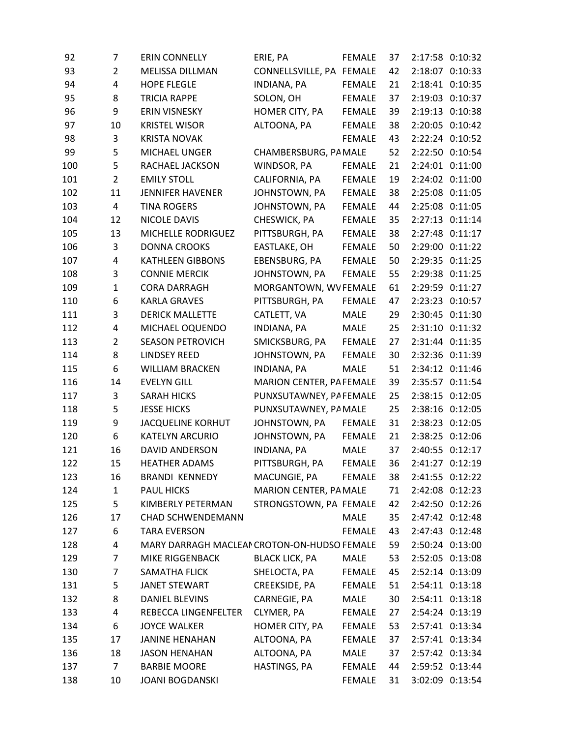| | | | | | | | |
|---|---|---|---|---|---|---|---|
| 92 | 7 | ERIN CONNELLY | ERIE, PA | FEMALE | 37 | 2:17:58 | 0:10:32 |
| 93 | 2 | MELISSA DILLMAN | CONNELLSVILLE, PA | FEMALE | 42 | 2:18:07 | 0:10:33 |
| 94 | 4 | HOPE FLEGLE | INDIANA, PA | FEMALE | 21 | 2:18:41 | 0:10:35 |
| 95 | 8 | TRICIA RAPPE | SOLON, OH | FEMALE | 37 | 2:19:03 | 0:10:37 |
| 96 | 9 | ERIN VISNESKY | HOMER CITY, PA | FEMALE | 39 | 2:19:13 | 0:10:38 |
| 97 | 10 | KRISTEL WISOR | ALTOONA, PA | FEMALE | 38 | 2:20:05 | 0:10:42 |
| 98 | 3 | KRISTA NOVAK | | FEMALE | 43 | 2:22:24 | 0:10:52 |
| 99 | 5 | MICHAEL UNGER | CHAMBERSBURG, PA | MALE | 52 | 2:22:50 | 0:10:54 |
| 100 | 5 | RACHAEL JACKSON | WINDSOR, PA | FEMALE | 21 | 2:24:01 | 0:11:00 |
| 101 | 2 | EMILY STOLL | CALIFORNIA, PA | FEMALE | 19 | 2:24:02 | 0:11:00 |
| 102 | 11 | JENNIFER HAVENER | JOHNSTOWN, PA | FEMALE | 38 | 2:25:08 | 0:11:05 |
| 103 | 4 | TINA ROGERS | JOHNSTOWN, PA | FEMALE | 44 | 2:25:08 | 0:11:05 |
| 104 | 12 | NICOLE DAVIS | CHESWICK, PA | FEMALE | 35 | 2:27:13 | 0:11:14 |
| 105 | 13 | MICHELLE RODRIGUEZ | PITTSBURGH, PA | FEMALE | 38 | 2:27:48 | 0:11:17 |
| 106 | 3 | DONNA CROOKS | EASTLAKE, OH | FEMALE | 50 | 2:29:00 | 0:11:22 |
| 107 | 4 | KATHLEEN GIBBONS | EBENSBURG, PA | FEMALE | 50 | 2:29:35 | 0:11:25 |
| 108 | 3 | CONNIE MERCIK | JOHNSTOWN, PA | FEMALE | 55 | 2:29:38 | 0:11:25 |
| 109 | 1 | CORA DARRAGH | MORGANTOWN, WV | FEMALE | 61 | 2:29:59 | 0:11:27 |
| 110 | 6 | KARLA GRAVES | PITTSBURGH, PA | FEMALE | 47 | 2:23:23 | 0:10:57 |
| 111 | 3 | DERICK MALLETTE | CATLETT, VA | MALE | 29 | 2:30:45 | 0:11:30 |
| 112 | 4 | MICHAEL OQUENDO | INDIANA, PA | MALE | 25 | 2:31:10 | 0:11:32 |
| 113 | 2 | SEASON PETROVICH | SMICKSBURG, PA | FEMALE | 27 | 2:31:44 | 0:11:35 |
| 114 | 8 | LINDSEY REED | JOHNSTOWN, PA | FEMALE | 30 | 2:32:36 | 0:11:39 |
| 115 | 6 | WILLIAM BRACKEN | INDIANA, PA | MALE | 51 | 2:34:12 | 0:11:46 |
| 116 | 14 | EVELYN GILL | MARION CENTER, PA | FEMALE | 39 | 2:35:57 | 0:11:54 |
| 117 | 3 | SARAH HICKS | PUNXSUTAWNEY, PA | FEMALE | 25 | 2:38:15 | 0:12:05 |
| 118 | 5 | JESSE HICKS | PUNXSUTAWNEY, PA | MALE | 25 | 2:38:16 | 0:12:05 |
| 119 | 9 | JACQUELINE KORHUT | JOHNSTOWN, PA | FEMALE | 31 | 2:38:23 | 0:12:05 |
| 120 | 6 | KATELYN ARCURIO | JOHNSTOWN, PA | FEMALE | 21 | 2:38:25 | 0:12:06 |
| 121 | 16 | DAVID ANDERSON | INDIANA, PA | MALE | 37 | 2:40:55 | 0:12:17 |
| 122 | 15 | HEATHER ADAMS | PITTSBURGH, PA | FEMALE | 36 | 2:41:27 | 0:12:19 |
| 123 | 16 | BRANDI KENNEDY | MACUNGIE, PA | FEMALE | 38 | 2:41:55 | 0:12:22 |
| 124 | 1 | PAUL HICKS | MARION CENTER, PA | MALE | 71 | 2:42:08 | 0:12:23 |
| 125 | 5 | KIMBERLY PETERMAN | STRONGSTOWN, PA | FEMALE | 42 | 2:42:50 | 0:12:26 |
| 126 | 17 | CHAD SCHWENDEMANN | | MALE | 35 | 2:47:42 | 0:12:48 |
| 127 | 6 | TARA EVERSON | | FEMALE | 43 | 2:47:43 | 0:12:48 |
| 128 | 4 | MARY DARRAGH MACLEAN | CROTON-ON-HUDSO | FEMALE | 59 | 2:50:24 | 0:13:00 |
| 129 | 7 | MIKE RIGGENBACK | BLACK LICK, PA | MALE | 53 | 2:52:05 | 0:13:08 |
| 130 | 7 | SAMATHA FLICK | SHELOCTA, PA | FEMALE | 45 | 2:52:14 | 0:13:09 |
| 131 | 5 | JANET STEWART | CREEKSIDE, PA | FEMALE | 51 | 2:54:11 | 0:13:18 |
| 132 | 8 | DANIEL BLEVINS | CARNEGIE, PA | MALE | 30 | 2:54:11 | 0:13:18 |
| 133 | 4 | REBECCA LINGENFELTER | CLYMER, PA | FEMALE | 27 | 2:54:24 | 0:13:19 |
| 134 | 6 | JOYCE WALKER | HOMER CITY, PA | FEMALE | 53 | 2:57:41 | 0:13:34 |
| 135 | 17 | JANINE HENAHAN | ALTOONA, PA | FEMALE | 37 | 2:57:41 | 0:13:34 |
| 136 | 18 | JASON HENAHAN | ALTOONA, PA | MALE | 37 | 2:57:42 | 0:13:34 |
| 137 | 7 | BARBIE MOORE | HASTINGS, PA | FEMALE | 44 | 2:59:52 | 0:13:44 |
| 138 | 10 | JOANI BOGDANSKI | | FEMALE | 31 | 3:02:09 | 0:13:54 |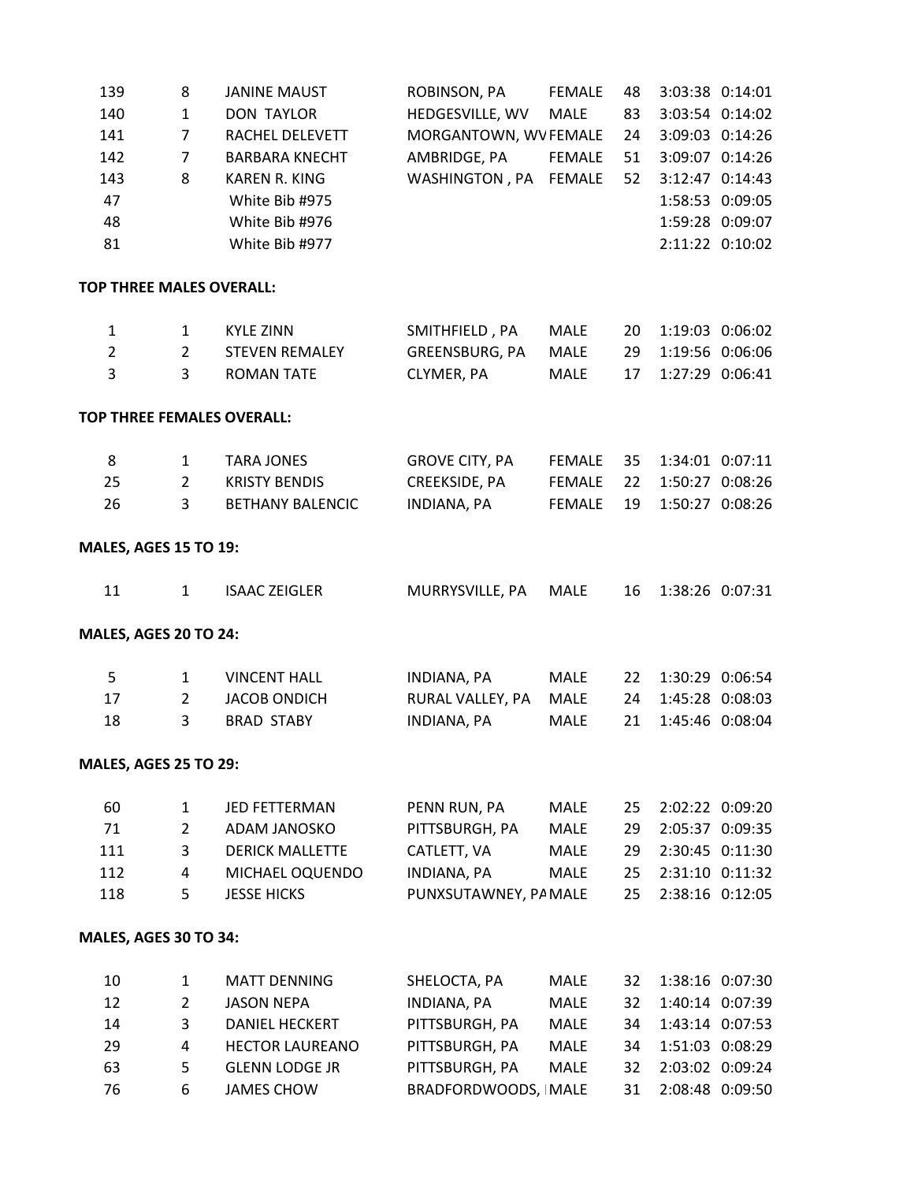| | | | | | | | |
|---|---|---|---|---|---|---|---|
| 139 | 8 | JANINE MAUST | ROBINSON, PA | FEMALE | 48 | 3:03:38 | 0:14:01 |
| 140 | 1 | DON TAYLOR | HEDGESVILLE, WV | MALE | 83 | 3:03:54 | 0:14:02 |
| 141 | 7 | RACHEL DELEVETT | MORGANTOWN, WV | FEMALE | 24 | 3:09:03 | 0:14:26 |
| 142 | 7 | BARBARA KNECHT | AMBRIDGE, PA | FEMALE | 51 | 3:09:07 | 0:14:26 |
| 143 | 8 | KAREN R. KING | WASHINGTON , PA | FEMALE | 52 | 3:12:47 | 0:14:43 |
| 47 | | White Bib #975 | | | | 1:58:53 | 0:09:05 |
| 48 | | White Bib #976 | | | | 1:59:28 | 0:09:07 |
| 81 | | White Bib #977 | | | | 2:11:22 | 0:10:02 |

**TOP THREE MALES OVERALL:**

| | | | | | | | |
|---|---|---|---|---|---|---|---|
| 1 | 1 | KYLE ZINN | SMITHFIELD , PA | MALE | 20 | 1:19:03 | 0:06:02 |
| 2 | 2 | STEVEN REMALEY | GREENSBURG, PA | MALE | 29 | 1:19:56 | 0:06:06 |
| 3 | 3 | ROMAN TATE | CLYMER, PA | MALE | 17 | 1:27:29 | 0:06:41 |

**TOP THREE FEMALES OVERALL:**

| | | | | | | | |
|---|---|---|---|---|---|---|---|
| 8 | 1 | TARA JONES | GROVE CITY, PA | FEMALE | 35 | 1:34:01 | 0:07:11 |
| 25 | 2 | KRISTY BENDIS | CREEKSIDE, PA | FEMALE | 22 | 1:50:27 | 0:08:26 |
| 26 | 3 | BETHANY BALENCIC | INDIANA, PA | FEMALE | 19 | 1:50:27 | 0:08:26 |

**MALES, AGES 15 TO 19:**

| | | | | | | | |
|---|---|---|---|---|---|---|---|
| 11 | 1 | ISAAC ZEIGLER | MURRYSVILLE, PA | MALE | 16 | 1:38:26 | 0:07:31 |

**MALES, AGES 20 TO 24:**

| | | | | | | | |
|---|---|---|---|---|---|---|---|
| 5 | 1 | VINCENT HALL | INDIANA, PA | MALE | 22 | 1:30:29 | 0:06:54 |
| 17 | 2 | JACOB ONDICH | RURAL VALLEY, PA | MALE | 24 | 1:45:28 | 0:08:03 |
| 18 | 3 | BRAD STABY | INDIANA, PA | MALE | 21 | 1:45:46 | 0:08:04 |

**MALES, AGES 25 TO 29:**

| | | | | | | | |
|---|---|---|---|---|---|---|---|
| 60 | 1 | JED FETTERMAN | PENN RUN, PA | MALE | 25 | 2:02:22 | 0:09:20 |
| 71 | 2 | ADAM JANOSKO | PITTSBURGH, PA | MALE | 29 | 2:05:37 | 0:09:35 |
| 111 | 3 | DERICK MALLETTE | CATLETT, VA | MALE | 29 | 2:30:45 | 0:11:30 |
| 112 | 4 | MICHAEL OQUENDO | INDIANA, PA | MALE | 25 | 2:31:10 | 0:11:32 |
| 118 | 5 | JESSE HICKS | PUNXSUTAWNEY, PA | MALE | 25 | 2:38:16 | 0:12:05 |

**MALES, AGES 30 TO 34:**

| | | | | | | | |
|---|---|---|---|---|---|---|---|
| 10 | 1 | MATT DENNING | SHELOCTA, PA | MALE | 32 | 1:38:16 | 0:07:30 |
| 12 | 2 | JASON NEPA | INDIANA, PA | MALE | 32 | 1:40:14 | 0:07:39 |
| 14 | 3 | DANIEL HECKERT | PITTSBURGH, PA | MALE | 34 | 1:43:14 | 0:07:53 |
| 29 | 4 | HECTOR LAUREANO | PITTSBURGH, PA | MALE | 34 | 1:51:03 | 0:08:29 |
| 63 | 5 | GLENN LODGE JR | PITTSBURGH, PA | MALE | 32 | 2:03:02 | 0:09:24 |
| 76 | 6 | JAMES CHOW | BRADFORDWOODS, | MALE | 31 | 2:08:48 | 0:09:50 |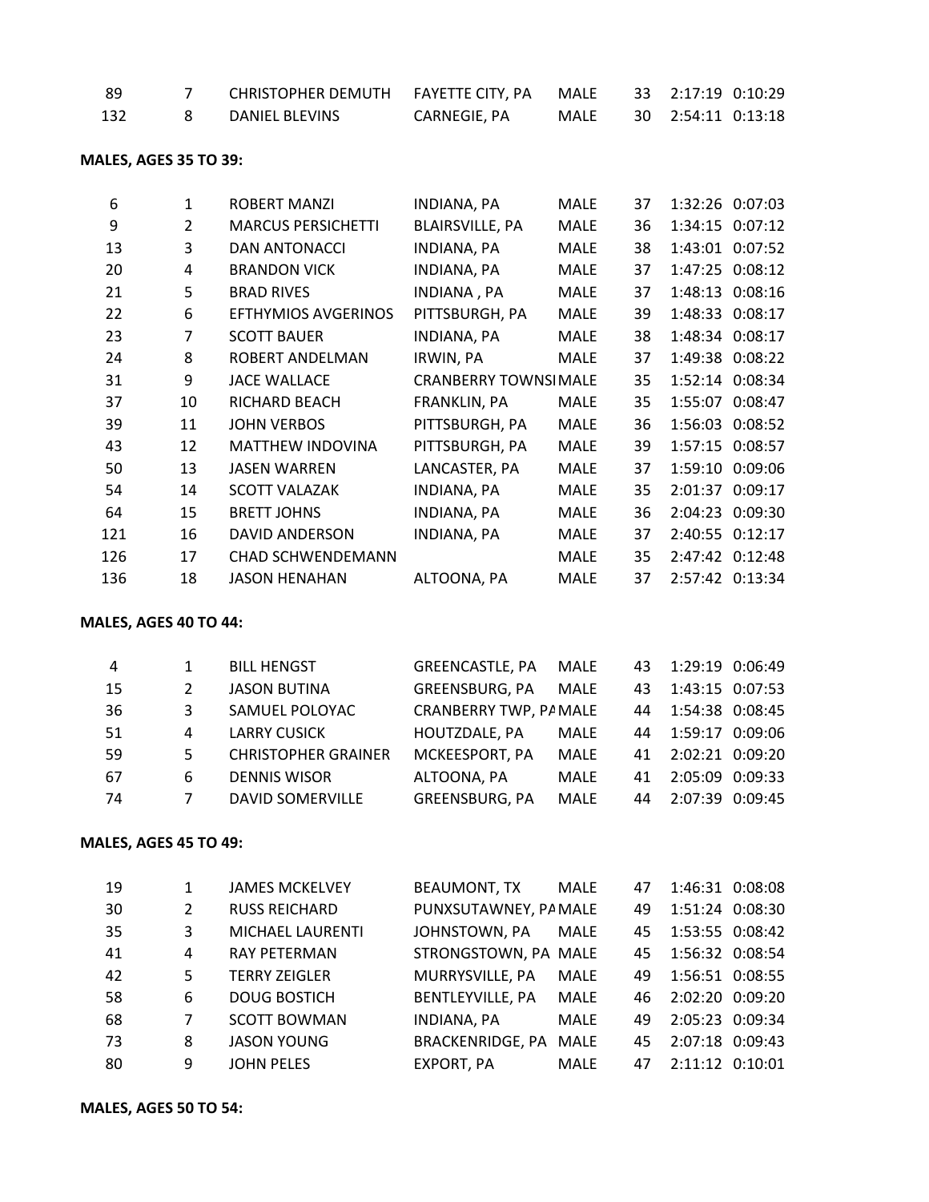| | | | | | | | |
|---|---|---|---|---|---|---|---|
| 89 | 7 | CHRISTOPHER DEMUTH | FAYETTE CITY, PA | MALE | 33 | 2:17:19 | 0:10:29 |
| 132 | 8 | DANIEL BLEVINS | CARNEGIE, PA | MALE | 30 | 2:54:11 | 0:13:18 |

**MALES, AGES 35 TO 39:**

| | | | | | | | |
|---|---|---|---|---|---|---|---|
| 6 | 1 | ROBERT MANZI | INDIANA, PA | MALE | 37 | 1:32:26 | 0:07:03 |
| 9 | 2 | MARCUS PERSICHETTI | BLAIRSVILLE, PA | MALE | 36 | 1:34:15 | 0:07:12 |
| 13 | 3 | DAN ANTONACCI | INDIANA, PA | MALE | 38 | 1:43:01 | 0:07:52 |
| 20 | 4 | BRANDON VICK | INDIANA, PA | MALE | 37 | 1:47:25 | 0:08:12 |
| 21 | 5 | BRAD RIVES | INDIANA , PA | MALE | 37 | 1:48:13 | 0:08:16 |
| 22 | 6 | EFTHYMIOS AVGERINOS | PITTSBURGH, PA | MALE | 39 | 1:48:33 | 0:08:17 |
| 23 | 7 | SCOTT BAUER | INDIANA, PA | MALE | 38 | 1:48:34 | 0:08:17 |
| 24 | 8 | ROBERT ANDELMAN | IRWIN, PA | MALE | 37 | 1:49:38 | 0:08:22 |
| 31 | 9 | JACE WALLACE | CRANBERRY TOWNSI | MALE | 35 | 1:52:14 | 0:08:34 |
| 37 | 10 | RICHARD BEACH | FRANKLIN, PA | MALE | 35 | 1:55:07 | 0:08:47 |
| 39 | 11 | JOHN VERBOS | PITTSBURGH, PA | MALE | 36 | 1:56:03 | 0:08:52 |
| 43 | 12 | MATTHEW INDOVINA | PITTSBURGH, PA | MALE | 39 | 1:57:15 | 0:08:57 |
| 50 | 13 | JASEN WARREN | LANCASTER, PA | MALE | 37 | 1:59:10 | 0:09:06 |
| 54 | 14 | SCOTT VALAZAK | INDIANA, PA | MALE | 35 | 2:01:37 | 0:09:17 |
| 64 | 15 | BRETT JOHNS | INDIANA, PA | MALE | 36 | 2:04:23 | 0:09:30 |
| 121 | 16 | DAVID ANDERSON | INDIANA, PA | MALE | 37 | 2:40:55 | 0:12:17 |
| 126 | 17 | CHAD SCHWENDEMANN | | MALE | 35 | 2:47:42 | 0:12:48 |
| 136 | 18 | JASON HENAHAN | ALTOONA, PA | MALE | 37 | 2:57:42 | 0:13:34 |

**MALES, AGES 40 TO 44:**

| | | | | | | | |
|---|---|---|---|---|---|---|---|
| 4 | 1 | BILL HENGST | GREENCASTLE, PA | MALE | 43 | 1:29:19 | 0:06:49 |
| 15 | 2 | JASON BUTINA | GREENSBURG, PA | MALE | 43 | 1:43:15 | 0:07:53 |
| 36 | 3 | SAMUEL POLOYAC | CRANBERRY TWP, PA | MALE | 44 | 1:54:38 | 0:08:45 |
| 51 | 4 | LARRY CUSICK | HOUTZDALE, PA | MALE | 44 | 1:59:17 | 0:09:06 |
| 59 | 5 | CHRISTOPHER GRAINER | MCKEESPORT, PA | MALE | 41 | 2:02:21 | 0:09:20 |
| 67 | 6 | DENNIS WISOR | ALTOONA, PA | MALE | 41 | 2:05:09 | 0:09:33 |
| 74 | 7 | DAVID SOMERVILLE | GREENSBURG, PA | MALE | 44 | 2:07:39 | 0:09:45 |

**MALES, AGES 45 TO 49:**

| | | | | | | | |
|---|---|---|---|---|---|---|---|
| 19 | 1 | JAMES MCKELVEY | BEAUMONT, TX | MALE | 47 | 1:46:31 | 0:08:08 |
| 30 | 2 | RUSS REICHARD | PUNXSUTAWNEY, PA | MALE | 49 | 1:51:24 | 0:08:30 |
| 35 | 3 | MICHAEL LAURENTI | JOHNSTOWN, PA | MALE | 45 | 1:53:55 | 0:08:42 |
| 41 | 4 | RAY PETERMAN | STRONGSTOWN, PA | MALE | 45 | 1:56:32 | 0:08:54 |
| 42 | 5 | TERRY ZEIGLER | MURRYSVILLE, PA | MALE | 49 | 1:56:51 | 0:08:55 |
| 58 | 6 | DOUG BOSTICH | BENTLEYVILLE, PA | MALE | 46 | 2:02:20 | 0:09:20 |
| 68 | 7 | SCOTT BOWMAN | INDIANA, PA | MALE | 49 | 2:05:23 | 0:09:34 |
| 73 | 8 | JASON YOUNG | BRACKENRIDGE, PA | MALE | 45 | 2:07:18 | 0:09:43 |
| 80 | 9 | JOHN PELES | EXPORT, PA | MALE | 47 | 2:11:12 | 0:10:01 |

**MALES, AGES 50 TO 54:**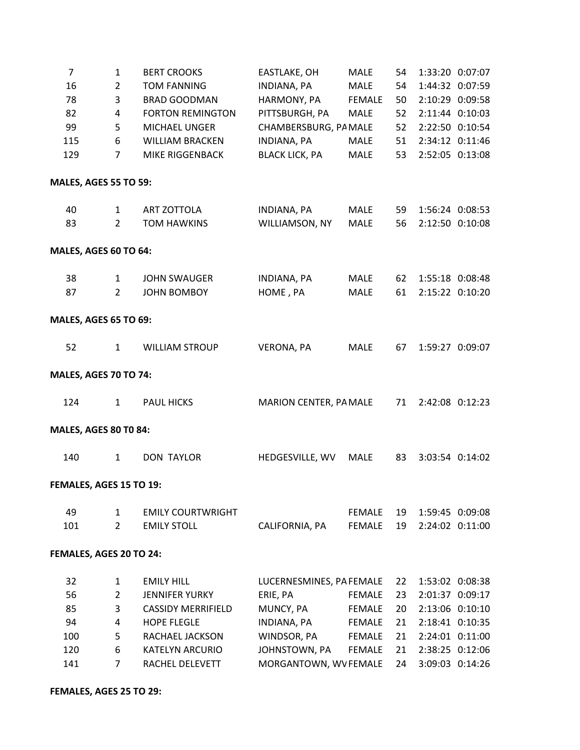| | | | | | | | |
|---|---|---|---|---|---|---|---|
| 7 | 1 | BERT CROOKS | EASTLAKE, OH | MALE | 54 | 1:33:20 | 0:07:07 |
| 16 | 2 | TOM FANNING | INDIANA, PA | MALE | 54 | 1:44:32 | 0:07:59 |
| 78 | 3 | BRAD GOODMAN | HARMONY, PA | FEMALE | 50 | 2:10:29 | 0:09:58 |
| 82 | 4 | FORTON REMINGTON | PITTSBURGH, PA | MALE | 52 | 2:11:44 | 0:10:03 |
| 99 | 5 | MICHAEL UNGER | CHAMBERSBURG, PA | MALE | 52 | 2:22:50 | 0:10:54 |
| 115 | 6 | WILLIAM BRACKEN | INDIANA, PA | MALE | 51 | 2:34:12 | 0:11:46 |
| 129 | 7 | MIKE RIGGENBACK | BLACK LICK, PA | MALE | 53 | 2:52:05 | 0:13:08 |

**MALES, AGES 55 TO 59:**

| | | | | | | | |
|---|---|---|---|---|---|---|---|
| 40 | 1 | ART ZOTTOLA | INDIANA, PA | MALE | 59 | 1:56:24 | 0:08:53 |
| 83 | 2 | TOM HAWKINS | WILLIAMSON, NY | MALE | 56 | 2:12:50 | 0:10:08 |

**MALES, AGES 60 TO 64:**

| | | | | | | | |
|---|---|---|---|---|---|---|---|
| 38 | 1 | JOHN SWAUGER | INDIANA, PA | MALE | 62 | 1:55:18 | 0:08:48 |
| 87 | 2 | JOHN BOMBOY | HOME , PA | MALE | 61 | 2:15:22 | 0:10:20 |

**MALES, AGES 65 TO 69:**

| | | | | | | | |
|---|---|---|---|---|---|---|---|
| 52 | 1 | WILLIAM STROUP | VERONA, PA | MALE | 67 | 1:59:27 | 0:09:07 |

**MALES, AGES 70 TO 74:**

| | | | | | | | |
|---|---|---|---|---|---|---|---|
| 124 | 1 | PAUL HICKS | MARION CENTER, PA | MALE | 71 | 2:42:08 | 0:12:23 |

**MALES, AGES 80 T0 84:**

| | | | | | | | |
|---|---|---|---|---|---|---|---|
| 140 | 1 | DON TAYLOR | HEDGESVILLE, WV | MALE | 83 | 3:03:54 | 0:14:02 |

**FEMALES, AGES 15 TO 19:**

| | | | | | | | |
|---|---|---|---|---|---|---|---|
| 49 | 1 | EMILY COURTWRIGHT | | FEMALE | 19 | 1:59:45 | 0:09:08 |
| 101 | 2 | EMILY STOLL | CALIFORNIA, PA | FEMALE | 19 | 2:24:02 | 0:11:00 |

**FEMALES, AGES 20 TO 24:**

| | | | | | | | |
|---|---|---|---|---|---|---|---|
| 32 | 1 | EMILY HILL | LUCERNESMINES, PA | FEMALE | 22 | 1:53:02 | 0:08:38 |
| 56 | 2 | JENNIFER YURKY | ERIE, PA | FEMALE | 23 | 2:01:37 | 0:09:17 |
| 85 | 3 | CASSIDY MERRIFIELD | MUNCY, PA | FEMALE | 20 | 2:13:06 | 0:10:10 |
| 94 | 4 | HOPE FLEGLE | INDIANA, PA | FEMALE | 21 | 2:18:41 | 0:10:35 |
| 100 | 5 | RACHAEL JACKSON | WINDSOR, PA | FEMALE | 21 | 2:24:01 | 0:11:00 |
| 120 | 6 | KATELYN ARCURIO | JOHNSTOWN, PA | FEMALE | 21 | 2:38:25 | 0:12:06 |
| 141 | 7 | RACHEL DELEVETT | MORGANTOWN, WV | FEMALE | 24 | 3:09:03 | 0:14:26 |

**FEMALES, AGES 25 TO 29:**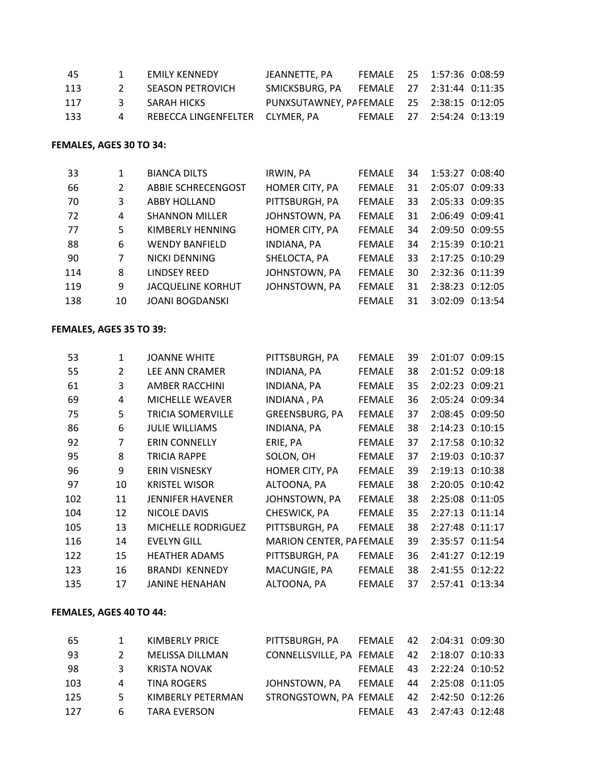| | | | | | | | |
|---|---|---|---|---|---|---|---|
| 45 | 1 | EMILY KENNEDY | JEANNETTE, PA | FEMALE | 25 | 1:57:36 | 0:08:59 |
| 113 | 2 | SEASON PETROVICH | SMICKSBURG, PA | FEMALE | 27 | 2:31:44 | 0:11:35 |
| 117 | 3 | SARAH HICKS | PUNXSUTAWNEY, PA | FEMALE | 25 | 2:38:15 | 0:12:05 |
| 133 | 4 | REBECCA LINGENFELTER | CLYMER, PA | FEMALE | 27 | 2:54:24 | 0:13:19 |

**FEMALES, AGES 30 TO 34:**

| | | | | | | | |
|---|---|---|---|---|---|---|---|
| 33 | 1 | BIANCA DILTS | IRWIN, PA | FEMALE | 34 | 1:53:27 | 0:08:40 |
| 66 | 2 | ABBIE SCHRECENGOST | HOMER CITY, PA | FEMALE | 31 | 2:05:07 | 0:09:33 |
| 70 | 3 | ABBY HOLLAND | PITTSBURGH, PA | FEMALE | 33 | 2:05:33 | 0:09:35 |
| 72 | 4 | SHANNON MILLER | JOHNSTOWN, PA | FEMALE | 31 | 2:06:49 | 0:09:41 |
| 77 | 5 | KIMBERLY HENNING | HOMER CITY, PA | FEMALE | 34 | 2:09:50 | 0:09:55 |
| 88 | 6 | WENDY BANFIELD | INDIANA, PA | FEMALE | 34 | 2:15:39 | 0:10:21 |
| 90 | 7 | NICKI DENNING | SHELOCTA, PA | FEMALE | 33 | 2:17:25 | 0:10:29 |
| 114 | 8 | LINDSEY REED | JOHNSTOWN, PA | FEMALE | 30 | 2:32:36 | 0:11:39 |
| 119 | 9 | JACQUELINE KORHUT | JOHNSTOWN, PA | FEMALE | 31 | 2:38:23 | 0:12:05 |
| 138 | 10 | JOANI BOGDANSKI | | FEMALE | 31 | 3:02:09 | 0:13:54 |

**FEMALES, AGES 35 TO 39:**

| | | | | | | | |
|---|---|---|---|---|---|---|---|
| 53 | 1 | JOANNE WHITE | PITTSBURGH, PA | FEMALE | 39 | 2:01:07 | 0:09:15 |
| 55 | 2 | LEE ANN CRAMER | INDIANA, PA | FEMALE | 38 | 2:01:52 | 0:09:18 |
| 61 | 3 | AMBER RACCHINI | INDIANA, PA | FEMALE | 35 | 2:02:23 | 0:09:21 |
| 69 | 4 | MICHELLE WEAVER | INDIANA , PA | FEMALE | 36 | 2:05:24 | 0:09:34 |
| 75 | 5 | TRICIA SOMERVILLE | GREENSBURG, PA | FEMALE | 37 | 2:08:45 | 0:09:50 |
| 86 | 6 | JULIE WILLIAMS | INDIANA, PA | FEMALE | 38 | 2:14:23 | 0:10:15 |
| 92 | 7 | ERIN CONNELLY | ERIE, PA | FEMALE | 37 | 2:17:58 | 0:10:32 |
| 95 | 8 | TRICIA RAPPE | SOLON, OH | FEMALE | 37 | 2:19:03 | 0:10:37 |
| 96 | 9 | ERIN VISNESKY | HOMER CITY, PA | FEMALE | 39 | 2:19:13 | 0:10:38 |
| 97 | 10 | KRISTEL WISOR | ALTOONA, PA | FEMALE | 38 | 2:20:05 | 0:10:42 |
| 102 | 11 | JENNIFER HAVENER | JOHNSTOWN, PA | FEMALE | 38 | 2:25:08 | 0:11:05 |
| 104 | 12 | NICOLE DAVIS | CHESWICK, PA | FEMALE | 35 | 2:27:13 | 0:11:14 |
| 105 | 13 | MICHELLE RODRIGUEZ | PITTSBURGH, PA | FEMALE | 38 | 2:27:48 | 0:11:17 |
| 116 | 14 | EVELYN GILL | MARION CENTER, PA | FEMALE | 39 | 2:35:57 | 0:11:54 |
| 122 | 15 | HEATHER ADAMS | PITTSBURGH, PA | FEMALE | 36 | 2:41:27 | 0:12:19 |
| 123 | 16 | BRANDI KENNEDY | MACUNGIE, PA | FEMALE | 38 | 2:41:55 | 0:12:22 |
| 135 | 17 | JANINE HENAHAN | ALTOONA, PA | FEMALE | 37 | 2:57:41 | 0:13:34 |

**FEMALES, AGES 40 TO 44:**

| | | | | | | | |
|---|---|---|---|---|---|---|---|
| 65 | 1 | KIMBERLY PRICE | PITTSBURGH, PA | FEMALE | 42 | 2:04:31 | 0:09:30 |
| 93 | 2 | MELISSA DILLMAN | CONNELLSVILLE, PA | FEMALE | 42 | 2:18:07 | 0:10:33 |
| 98 | 3 | KRISTA NOVAK | | FEMALE | 43 | 2:22:24 | 0:10:52 |
| 103 | 4 | TINA ROGERS | JOHNSTOWN, PA | FEMALE | 44 | 2:25:08 | 0:11:05 |
| 125 | 5 | KIMBERLY PETERMAN | STRONGSTOWN, PA | FEMALE | 42 | 2:42:50 | 0:12:26 |
| 127 | 6 | TARA EVERSON | | FEMALE | 43 | 2:47:43 | 0:12:48 |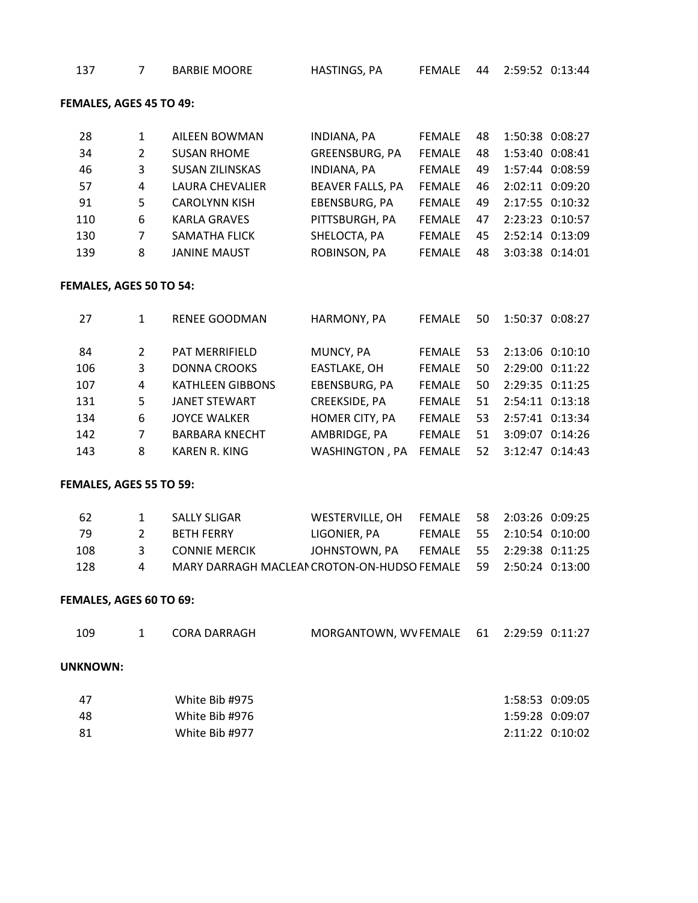| | | | | | | | |
|---|---|---|---|---|---|---|---|
| 137 | 7 | BARBIE MOORE | HASTINGS, PA | FEMALE | 44 | 2:59:52 | 0:13:44 |

**FEMALES, AGES 45 TO 49:**

| | | | | | | | |
|---|---|---|---|---|---|---|---|
| 28 | 1 | AILEEN BOWMAN | INDIANA, PA | FEMALE | 48 | 1:50:38 | 0:08:27 |
| 34 | 2 | SUSAN RHOME | GREENSBURG, PA | FEMALE | 48 | 1:53:40 | 0:08:41 |
| 46 | 3 | SUSAN ZILINSKAS | INDIANA, PA | FEMALE | 49 | 1:57:44 | 0:08:59 |
| 57 | 4 | LAURA CHEVALIER | BEAVER FALLS, PA | FEMALE | 46 | 2:02:11 | 0:09:20 |
| 91 | 5 | CAROLYNN KISH | EBENSBURG, PA | FEMALE | 49 | 2:17:55 | 0:10:32 |
| 110 | 6 | KARLA GRAVES | PITTSBURGH, PA | FEMALE | 47 | 2:23:23 | 0:10:57 |
| 130 | 7 | SAMATHA FLICK | SHELOCTA, PA | FEMALE | 45 | 2:52:14 | 0:13:09 |
| 139 | 8 | JANINE MAUST | ROBINSON, PA | FEMALE | 48 | 3:03:38 | 0:14:01 |

**FEMALES, AGES 50 TO 54:**

| | | | | | | | |
|---|---|---|---|---|---|---|---|
| 27 | 1 | RENEE GOODMAN | HARMONY, PA | FEMALE | 50 | 1:50:37 | 0:08:27 |
| 84 | 2 | PAT MERRIFIELD | MUNCY, PA | FEMALE | 53 | 2:13:06 | 0:10:10 |
| 106 | 3 | DONNA CROOKS | EASTLAKE, OH | FEMALE | 50 | 2:29:00 | 0:11:22 |
| 107 | 4 | KATHLEEN GIBBONS | EBENSBURG, PA | FEMALE | 50 | 2:29:35 | 0:11:25 |
| 131 | 5 | JANET STEWART | CREEKSIDE, PA | FEMALE | 51 | 2:54:11 | 0:13:18 |
| 134 | 6 | JOYCE WALKER | HOMER CITY, PA | FEMALE | 53 | 2:57:41 | 0:13:34 |
| 142 | 7 | BARBARA KNECHT | AMBRIDGE, PA | FEMALE | 51 | 3:09:07 | 0:14:26 |
| 143 | 8 | KAREN R. KING | WASHINGTON , PA | FEMALE | 52 | 3:12:47 | 0:14:43 |

**FEMALES, AGES 55 TO 59:**

| | | | | | | | |
|---|---|---|---|---|---|---|---|
| 62 | 1 | SALLY SLIGAR | WESTERVILLE, OH | FEMALE | 58 | 2:03:26 | 0:09:25 |
| 79 | 2 | BETH FERRY | LIGONIER, PA | FEMALE | 55 | 2:10:54 | 0:10:00 |
| 108 | 3 | CONNIE MERCIK | JOHNSTOWN, PA | FEMALE | 55 | 2:29:38 | 0:11:25 |
| 128 | 4 | MARY DARRAGH MACLEAN | CROTON-ON-HUDSO | FEMALE | 59 | 2:50:24 | 0:13:00 |

**FEMALES, AGES 60 TO 69:**

| | | | | | | | |
|---|---|---|---|---|---|---|---|
| 109 | 1 | CORA DARRAGH | MORGANTOWN, WV | FEMALE | 61 | 2:29:59 | 0:11:27 |

**UNKNOWN:**

| | | | |
|---|---|---|---|
| 47 | White Bib #975 | 1:58:53 | 0:09:05 |
| 48 | White Bib #976 | 1:59:28 | 0:09:07 |
| 81 | White Bib #977 | 2:11:22 | 0:10:02 |